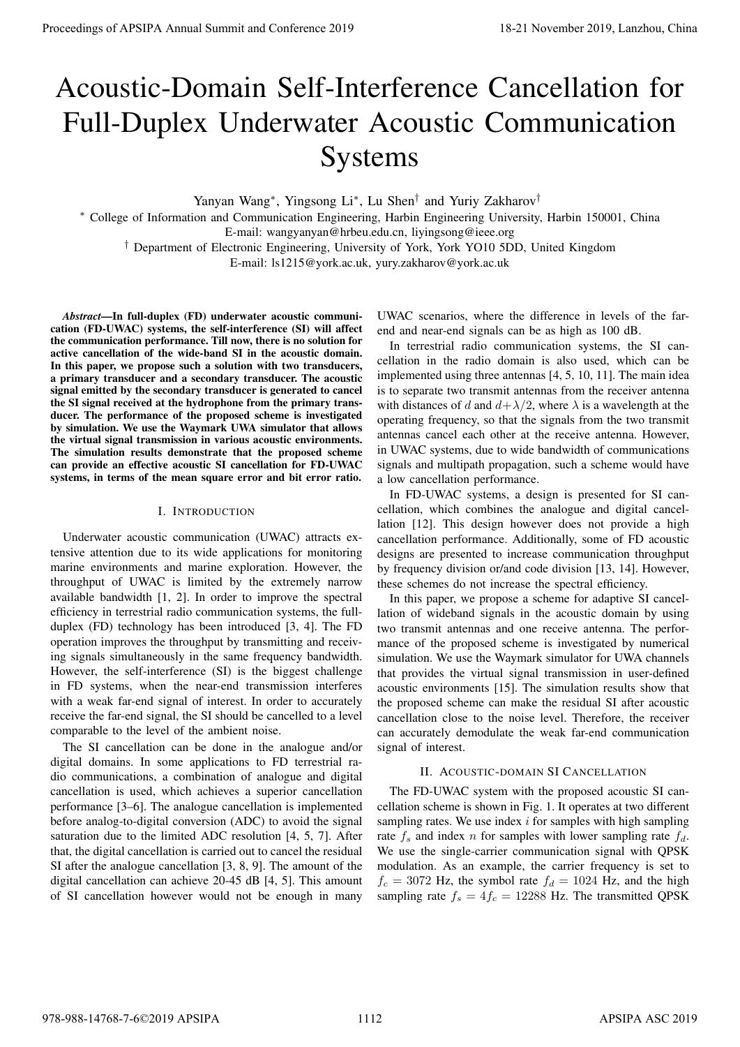# Acoustic-Domain Self-Interference Cancellation for Full-Duplex Underwater Acoustic Communication Systems

Yanyan Wang*, Yingsong Li*, Lu Shen† and Yuriy Zakharov†

* College of Information and Communication Engineering, Harbin Engineering University, Harbin 150001, China
E-mail: wangyanyan@hrbeu.edu.cn, liyingsong@ieee.org

† Department of Electronic Engineering, University of York, York YO10 5DD, United Kingdom
E-mail: ls1215@york.ac.uk, yury.zakharov@york.ac.uk

***Abstract*—In full-duplex (FD) underwater acoustic communication (FD-UWAC) systems, the self-interference (SI) will affect the communication performance. Till now, there is no solution for active cancellation of the wide-band SI in the acoustic domain. In this paper, we propose such a solution with two transducers, a primary transducer and a secondary transducer. The acoustic signal emitted by the secondary transducer is generated to cancel the SI signal received at the hydrophone from the primary transducer. The performance of the proposed scheme is investigated by simulation. We use the Waymark UWA simulator that allows the virtual signal transmission in various acoustic environments. The simulation results demonstrate that the proposed scheme can provide an effective acoustic SI cancellation for FD-UWAC systems, in terms of the mean square error and bit error ratio.**

## I. Introduction

Underwater acoustic communication (UWAC) attracts extensive attention due to its wide applications for monitoring marine environments and marine exploration. However, the throughput of UWAC is limited by the extremely narrow available bandwidth [1, 2]. In order to improve the spectral efficiency in terrestrial radio communication systems, the full-duplex (FD) technology has been introduced [3, 4]. The FD operation improves the throughput by transmitting and receiving signals simultaneously in the same frequency bandwidth. However, the self-interference (SI) is the biggest challenge in FD systems, when the near-end transmission interferes with a weak far-end signal of interest. In order to accurately receive the far-end signal, the SI should be cancelled to a level comparable to the level of the ambient noise.

The SI cancellation can be done in the analogue and/or digital domains. In some applications to FD terrestrial radio communications, a combination of analogue and digital cancellation is used, which achieves a superior cancellation performance [3–6]. The analogue cancellation is implemented before analog-to-digital conversion (ADC) to avoid the signal saturation due to the limited ADC resolution [4, 5, 7]. After that, the digital cancellation is carried out to cancel the residual SI after the analogue cancellation [3, 8, 9]. The amount of the digital cancellation can achieve 20-45 dB [4, 5]. This amount of SI cancellation however would not be enough in many UWAC scenarios, where the difference in levels of the far-end and near-end signals can be as high as 100 dB.

In terrestrial radio communication systems, the SI cancellation in the radio domain is also used, which can be implemented using three antennas [4, 5, 10, 11]. The main idea is to separate two transmit antennas from the receiver antenna with distances of $d$ and $d+\lambda/2$, where $\lambda$ is a wavelength at the operating frequency, so that the signals from the two transmit antennas cancel each other at the receive antenna. However, in UWAC systems, due to wide bandwidth of communications signals and multipath propagation, such a scheme would have a low cancellation performance.

In FD-UWAC systems, a design is presented for SI cancellation, which combines the analogue and digital cancellation [12]. This design however does not provide a high cancellation performance. Additionally, some of FD acoustic designs are presented to increase communication throughput by frequency division or/and code division [13, 14]. However, these schemes do not increase the spectral efficiency.

In this paper, we propose a scheme for adaptive SI cancellation of wideband signals in the acoustic domain by using two transmit antennas and one receive antenna. The performance of the proposed scheme is investigated by numerical simulation. We use the Waymark simulator for UWA channels that provides the virtual signal transmission in user-defined acoustic environments [15]. The simulation results show that the proposed scheme can make the residual SI after acoustic cancellation close to the noise level. Therefore, the receiver can accurately demodulate the weak far-end communication signal of interest.

## II. Acoustic-domain SI Cancellation

The FD-UWAC system with the proposed acoustic SI cancellation scheme is shown in Fig. 1. It operates at two different sampling rates. We use index $i$ for samples with high sampling rate $f_s$ and index $n$ for samples with lower sampling rate $f_d$. We use the single-carrier communication signal with QPSK modulation. As an example, the carrier frequency is set to $f_c = 3072$ Hz, the symbol rate $f_d = 1024$ Hz, and the high sampling rate $f_s = 4f_c = 12288$ Hz. The transmitted QPSK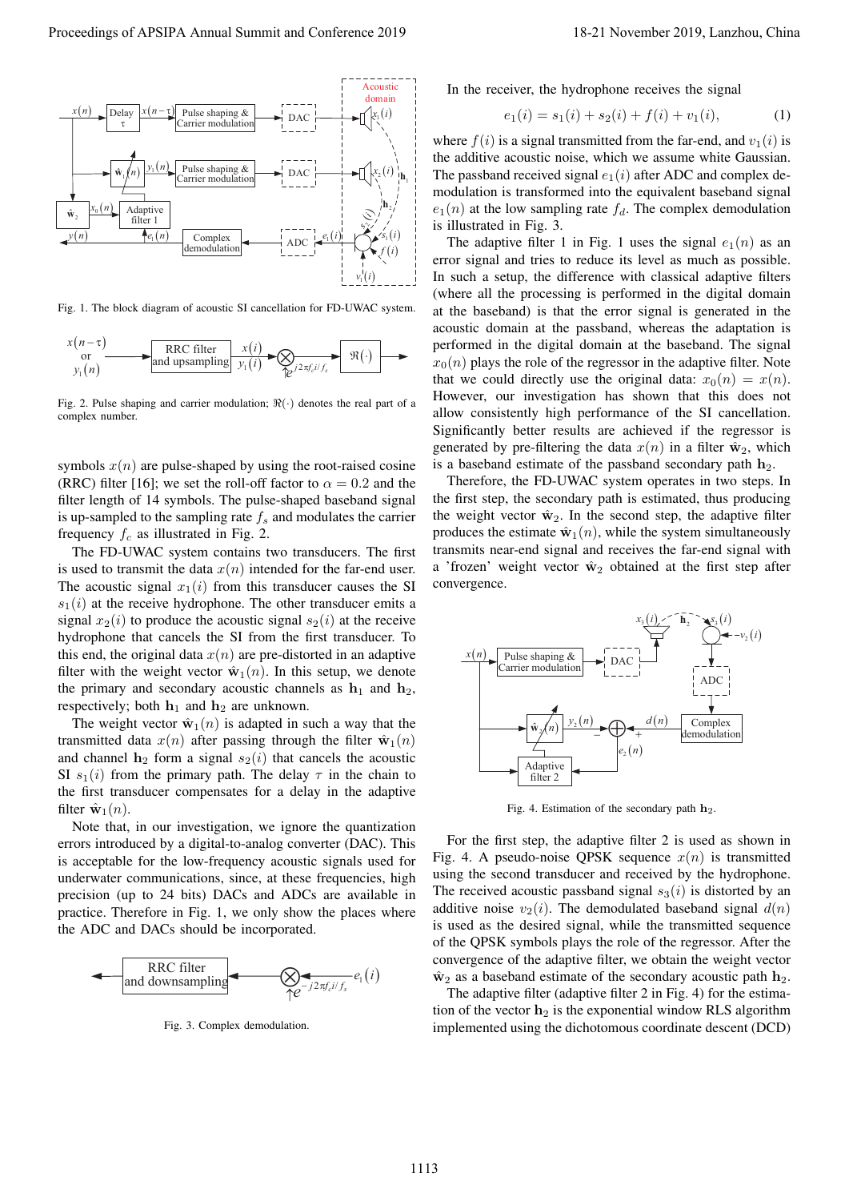Fig. 1. The block diagram of acoustic SI cancellation for FD-UWAC system.

Fig. 2. Pulse shaping and carrier modulation; $\Re(\cdot)$ denotes the real part of a complex number.

symbols $x(n)$ are pulse-shaped by using the root-raised cosine (RRC) filter [16]; we set the roll-off factor to $\alpha = 0.2$ and the filter length of 14 symbols. The pulse-shaped baseband signal is up-sampled to the sampling rate $f_s$ and modulates the carrier frequency $f_c$ as illustrated in Fig. 2.

The FD-UWAC system contains two transducers. The first is used to transmit the data $x(n)$ intended for the far-end user. The acoustic signal $x_1(i)$ from this transducer causes the SI $s_1(i)$ at the receive hydrophone. The other transducer emits a signal $x_2(i)$ to produce the acoustic signal $s_2(i)$ at the receive hydrophone that cancels the SI from the first transducer. To this end, the original data $x(n)$ are pre-distorted in an adaptive filter with the weight vector $\hat{\mathbf{w}}_1(n)$. In this setup, we denote the primary and secondary acoustic channels as $\mathbf{h}_1$ and $\mathbf{h}_2$, respectively; both $\mathbf{h}_1$ and $\mathbf{h}_2$ are unknown.

The weight vector $\hat{\mathbf{w}}_1(n)$ is adapted in such a way that the transmitted data $x(n)$ after passing through the filter $\hat{\mathbf{w}}_1(n)$ and channel $\mathbf{h}_2$ form a signal $s_2(i)$ that cancels the acoustic SI $s_1(i)$ from the primary path. The delay $\tau$ in the chain to the first transducer compensates for a delay in the adaptive filter $\hat{\mathbf{w}}_1(n)$.

Note that, in our investigation, we ignore the quantization errors introduced by a digital-to-analog converter (DAC). This is acceptable for the low-frequency acoustic signals used for underwater communications, since, at these frequencies, high precision (up to 24 bits) DACs and ADCs are available in practice. Therefore in Fig. 1, we only show the places where the ADC and DACs should be incorporated.

Fig. 3. Complex demodulation.

In the receiver, the hydrophone receives the signal

$$e_1(i) = s_1(i) + s_2(i) + f(i) + v_1(i), \tag{1}$$

where $f(i)$ is a signal transmitted from the far-end, and $v_1(i)$ is the additive acoustic noise, which we assume white Gaussian. The passband received signal $e_1(i)$ after ADC and complex demodulation is transformed into the equivalent baseband signal $e_1(n)$ at the low sampling rate $f_d$. The complex demodulation is illustrated in Fig. 3.

The adaptive filter 1 in Fig. 1 uses the signal $e_1(n)$ as an error signal and tries to reduce its level as much as possible. In such a setup, the difference with classical adaptive filters (where all the processing is performed in the digital domain at the baseband) is that the error signal is generated in the acoustic domain at the passband, whereas the adaptation is performed in the digital domain at the baseband. The signal $x_0(n)$ plays the role of the regressor in the adaptive filter. Note that we could directly use the original data: $x_0(n) = x(n)$. However, our investigation has shown that this does not allow consistently high performance of the SI cancellation. Significantly better results are achieved if the regressor is generated by pre-filtering the data $x(n)$ in a filter $\hat{\mathbf{w}}_2$, which is a baseband estimate of the passband secondary path $\mathbf{h}_2$.

Therefore, the FD-UWAC system operates in two steps. In the first step, the secondary path is estimated, thus producing the weight vector $\hat{\mathbf{w}}_2$. In the second step, the adaptive filter produces the estimate $\hat{\mathbf{w}}_1(n)$, while the system simultaneously transmits near-end signal and receives the far-end signal with a 'frozen' weight vector $\hat{\mathbf{w}}_2$ obtained at the first step after convergence.

Fig. 4. Estimation of the secondary path $\mathbf{h}_2$.

For the first step, the adaptive filter 2 is used as shown in Fig. 4. A pseudo-noise QPSK sequence $x(n)$ is transmitted using the second transducer and received by the hydrophone. The received acoustic passband signal $s_3(i)$ is distorted by an additive noise $v_2(i)$. The demodulated baseband signal $d(n)$ is used as the desired signal, while the transmitted sequence of the QPSK symbols plays the role of the regressor. After the convergence of the adaptive filter, we obtain the weight vector $\hat{\mathbf{w}}_2$ as a baseband estimate of the secondary acoustic path $\mathbf{h}_2$.

The adaptive filter (adaptive filter 2 in Fig. 4) for the estimation of the vector $\mathbf{h}_2$ is the exponential window RLS algorithm implemented using the dichotomous coordinate descent (DCD)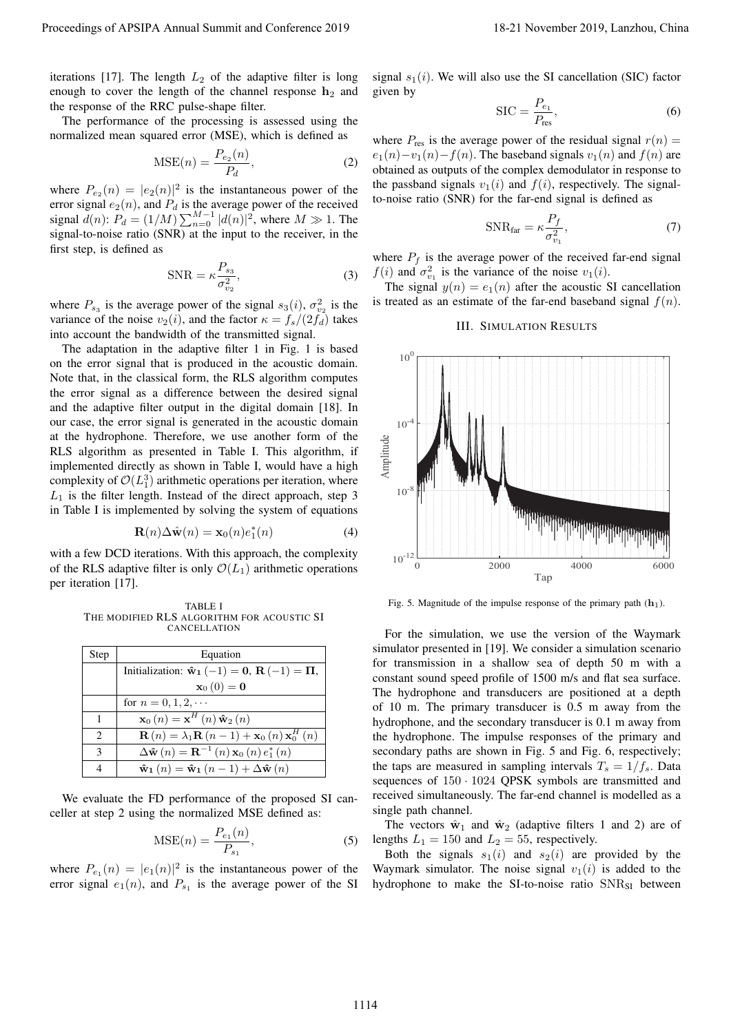iterations [17]. The length $L_2$ of the adaptive filter is long enough to cover the length of the channel response $\mathbf{h}_2$ and the response of the RRC pulse-shape filter.

The performance of the processing is assessed using the normalized mean squared error (MSE), which is defined as

$$\text{MSE}(n) = \frac{P_{e_2}(n)}{P_d}, \tag{2}$$

where $P_{e_2}(n) = |e_2(n)|^2$ is the instantaneous power of the error signal $e_2(n)$, and $P_d$ is the average power of the received signal $d(n)$: $P_d = (1/M)\sum_{n=0}^{M-1}|d(n)|^2$, where $M \gg 1$. The signal-to-noise ratio (SNR) at the input to the receiver, in the first step, is defined as

$$\text{SNR} = \kappa\frac{P_{s_3}}{\sigma_{v_2}^2}, \tag{3}$$

where $P_{s_3}$ is the average power of the signal $s_3(i)$, $\sigma_{v_2}^2$ is the variance of the noise $v_2(i)$, and the factor $\kappa = f_s/(2f_d)$ takes into account the bandwidth of the transmitted signal.

The adaptation in the adaptive filter 1 in Fig. 1 is based on the error signal that is produced in the acoustic domain. Note that, in the classical form, the RLS algorithm computes the error signal as a difference between the desired signal and the adaptive filter output in the digital domain [18]. In our case, the error signal is generated in the acoustic domain at the hydrophone. Therefore, we use another form of the RLS algorithm as presented in Table I. This algorithm, if implemented directly as shown in Table I, would have a high complexity of $\mathcal{O}(L_1^3)$ arithmetic operations per iteration, where $L_1$ is the filter length. Instead of the direct approach, step 3 in Table I is implemented by solving the system of equations

$$\mathbf{R}(n)\Delta\hat{\mathbf{w}}(n) = \mathbf{x}_0(n)e_1^*(n) \tag{4}$$

with a few DCD iterations. With this approach, the complexity of the RLS adaptive filter is only $\mathcal{O}(L_1)$ arithmetic operations per iteration [17].

TABLE I
THE MODIFIED RLS ALGORITHM FOR ACOUSTIC SI CANCELLATION

| Step | Equation |
|---|---|
| | Initialization: $\hat{\mathbf{w}}_1(-1) = \mathbf{0}$, $\mathbf{R}(-1) = \mathbf{\Pi}$, $\mathbf{x}_0(0) = \mathbf{0}$ |
| | for $n = 0, 1, 2, \cdots$ |
| 1 | $\mathbf{x}_0(n) = \mathbf{x}^H(n)\hat{\mathbf{w}}_2(n)$ |
| 2 | $\mathbf{R}(n) = \lambda_1\mathbf{R}(n-1) + \mathbf{x}_0(n)\mathbf{x}_0^H(n)$ |
| 3 | $\Delta\hat{\mathbf{w}}(n) = \mathbf{R}^{-1}(n)\mathbf{x}_0(n)e_1^*(n)$ |
| 4 | $\hat{\mathbf{w}}_1(n) = \hat{\mathbf{w}}_1(n-1) + \Delta\hat{\mathbf{w}}(n)$ |

We evaluate the FD performance of the proposed SI canceller at step 2 using the normalized MSE defined as:

$$\text{MSE}(n) = \frac{P_{e_1}(n)}{P_{s_1}}, \tag{5}$$

where $P_{e_1}(n) = |e_1(n)|^2$ is the instantaneous power of the error signal $e_1(n)$, and $P_{s_1}$ is the average power of the SI signal $s_1(i)$. We will also use the SI cancellation (SIC) factor given by

$$\text{SIC} = \frac{P_{e_1}}{P_{\text{res}}}, \tag{6}$$

where $P_{\text{res}}$ is the average power of the residual signal $r(n) = e_1(n) - v_1(n) - f(n)$. The baseband signals $v_1(n)$ and $f(n)$ are obtained as outputs of the complex demodulator in response to the passband signals $v_1(i)$ and $f(i)$, respectively. The signal-to-noise ratio (SNR) for the far-end signal is defined as

$$\text{SNR}_{\text{far}} = \kappa\frac{P_f}{\sigma_{v_1}^2}, \tag{7}$$

where $P_f$ is the average power of the received far-end signal $f(i)$ and $\sigma_{v_1}^2$ is the variance of the noise $v_1(i)$.

The signal $y(n) = e_1(n)$ after the acoustic SI cancellation is treated as an estimate of the far-end baseband signal $f(n)$.

## III. SIMULATION RESULTS

Fig. 5. Magnitude of the impulse response of the primary path ($\mathbf{h}_1$).

For the simulation, we use the version of the Waymark simulator presented in [19]. We consider a simulation scenario for transmission in a shallow sea of depth 50 m with a constant sound speed profile of 1500 m/s and flat sea surface. The hydrophone and transducers are positioned at a depth of 10 m. The primary transducer is 0.5 m away from the hydrophone, and the secondary transducer is 0.1 m away from the hydrophone. The impulse responses of the primary and secondary paths are shown in Fig. 5 and Fig. 6, respectively; the taps are measured in sampling intervals $T_s = 1/f_s$. Data sequences of $150 \cdot 1024$ QPSK symbols are transmitted and received simultaneously. The far-end channel is modelled as a single path channel.

The vectors $\hat{\mathbf{w}}_1$ and $\hat{\mathbf{w}}_2$ (adaptive filters 1 and 2) are of lengths $L_1 = 150$ and $L_2 = 55$, respectively.

Both the signals $s_1(i)$ and $s_2(i)$ are provided by the Waymark simulator. The noise signal $v_1(i)$ is added to the hydrophone to make the SI-to-noise ratio $\text{SNR}_{\text{SI}}$ between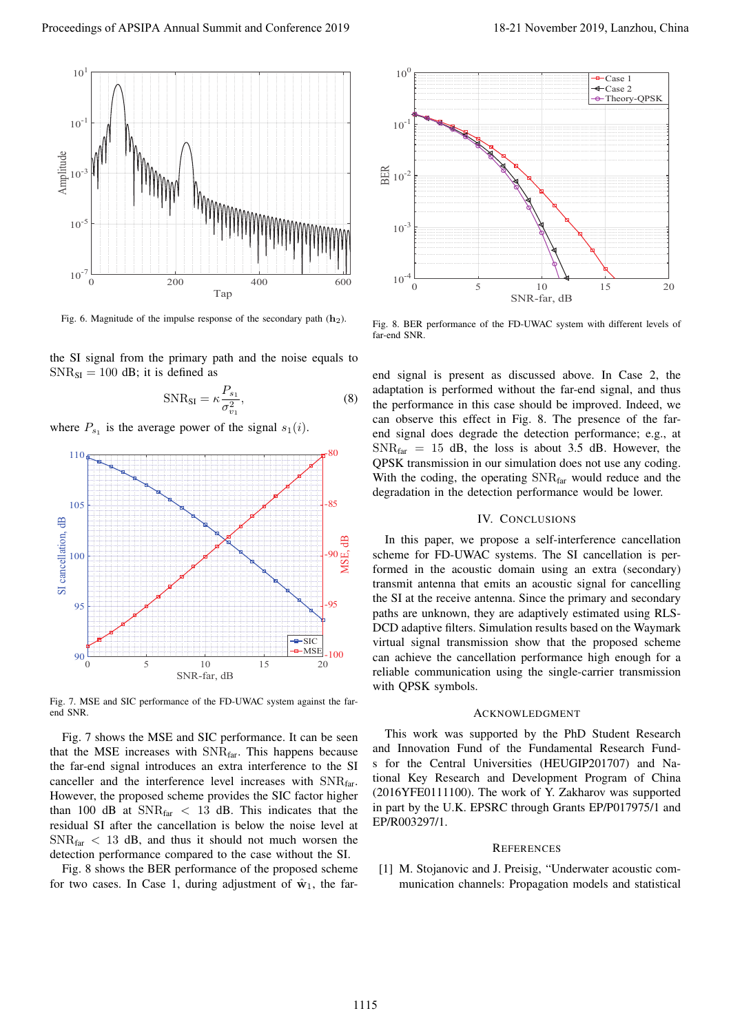Fig. 6. Magnitude of the impulse response of the secondary path ($\mathbf{h}_2$).

the SI signal from the primary path and the noise equals to $\text{SNR}_{\text{SI}} = 100$ dB; it is defined as

$$\text{SNR}_{\text{SI}} = \kappa \frac{P_{s_1}}{\sigma_{v_1}^2}, \tag{8}$$

where $P_{s_1}$ is the average power of the signal $s_1(i)$.

Fig. 7. MSE and SIC performance of the FD-UWAC system against the far-end SNR.

Fig. 7 shows the MSE and SIC performance. It can be seen that the MSE increases with $\text{SNR}_{\text{far}}$. This happens because the far-end signal introduces an extra interference to the SI canceller and the interference level increases with $\text{SNR}_{\text{far}}$. However, the proposed scheme provides the SIC factor higher than 100 dB at $\text{SNR}_{\text{far}} < 13$ dB. This indicates that the residual SI after the cancellation is below the noise level at $\text{SNR}_{\text{far}} < 13$ dB, and thus it should not much worsen the detection performance compared to the case without the SI.

Fig. 8 shows the BER performance of the proposed scheme for two cases. In Case 1, during adjustment of $\hat{\mathbf{w}}_1$, the far-end signal is present as discussed above. In Case 2, the adaptation is performed without the far-end signal, and thus the performance in this case should be improved. Indeed, we can observe this effect in Fig. 8. The presence of the far-end signal does degrade the detection performance; e.g., at $\text{SNR}_{\text{far}} = 15$ dB, the loss is about 3.5 dB. However, the QPSK transmission in our simulation does not use any coding. With the coding, the operating $\text{SNR}_{\text{far}}$ would reduce and the degradation in the detection performance would be lower.

Fig. 8. BER performance of the FD-UWAC system with different levels of far-end SNR.

## IV. Conclusions

In this paper, we propose a self-interference cancellation scheme for FD-UWAC systems. The SI cancellation is performed in the acoustic domain using an extra (secondary) transmit antenna that emits an acoustic signal for cancelling the SI at the receive antenna. Since the primary and secondary paths are unknown, they are adaptively estimated using RLS-DCD adaptive filters. Simulation results based on the Waymark virtual signal transmission show that the proposed scheme can achieve the cancellation performance high enough for a reliable communication using the single-carrier transmission with QPSK symbols.

## Acknowledgment

This work was supported by the PhD Student Research and Innovation Fund of the Fundamental Research Funds for the Central Universities (HEUGIP201707) and National Key Research and Development Program of China (2016YFE0111100). The work of Y. Zakharov was supported in part by the U.K. EPSRC through Grants EP/P017975/1 and EP/R003297/1.

## References

[1] M. Stojanovic and J. Preisig, "Underwater acoustic communication channels: Propagation models and statistical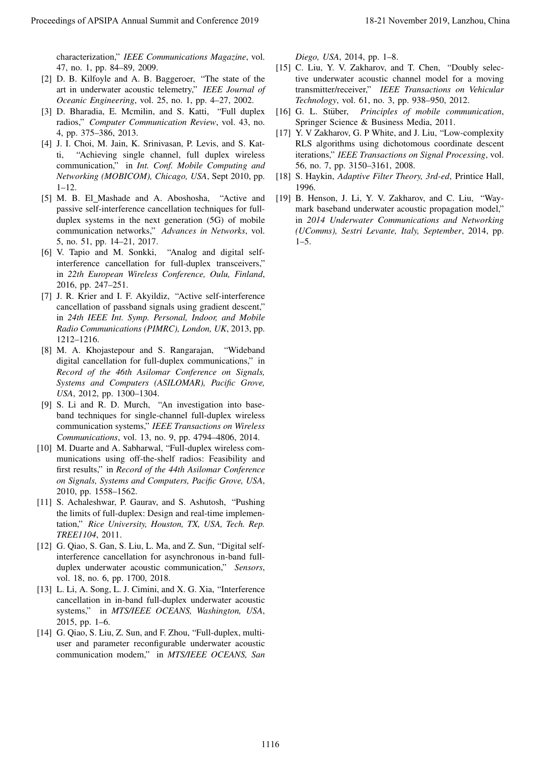characterization," *IEEE Communications Magazine*, vol. 47, no. 1, pp. 84–89, 2009.

[2] D. B. Kilfoyle and A. B. Baggeroer, "The state of the art in underwater acoustic telemetry," *IEEE Journal of Oceanic Engineering*, vol. 25, no. 1, pp. 4–27, 2002.

[3] D. Bharadia, E. Mcmilin, and S. Katti, "Full duplex radios," *Computer Communication Review*, vol. 43, no. 4, pp. 375–386, 2013.

[4] J. I. Choi, M. Jain, K. Srinivasan, P. Levis, and S. Katti, "Achieving single channel, full duplex wireless communication," in *Int. Conf. Mobile Computing and Networking (MOBICOM), Chicago, USA*, Sept 2010, pp. 1–12.

[5] M. B. El_Mashade and A. Aboshosha, "Active and passive self-interference cancellation techniques for full-duplex systems in the next generation (5G) of mobile communication networks," *Advances in Networks*, vol. 5, no. 51, pp. 14–21, 2017.

[6] V. Tapio and M. Sonkki, "Analog and digital self-interference cancellation for full-duplex transceivers," in *22th European Wireless Conference, Oulu, Finland*, 2016, pp. 247–251.

[7] J. R. Krier and I. F. Akyildiz, "Active self-interference cancellation of passband signals using gradient descent," in *24th IEEE Int. Symp. Personal, Indoor, and Mobile Radio Communications (PIMRC), London, UK*, 2013, pp. 1212–1216.

[8] M. A. Khojastepour and S. Rangarajan, "Wideband digital cancellation for full-duplex communications," in *Record of the 46th Asilomar Conference on Signals, Systems and Computers (ASILOMAR), Pacific Grove, USA*, 2012, pp. 1300–1304.

[9] S. Li and R. D. Murch, "An investigation into baseband techniques for single-channel full-duplex wireless communication systems," *IEEE Transactions on Wireless Communications*, vol. 13, no. 9, pp. 4794–4806, 2014.

[10] M. Duarte and A. Sabharwal, "Full-duplex wireless communications using off-the-shelf radios: Feasibility and first results," in *Record of the 44th Asilomar Conference on Signals, Systems and Computers, Pacific Grove, USA*, 2010, pp. 1558–1562.

[11] S. Achaleshwar, P. Gaurav, and S. Ashutosh, "Pushing the limits of full-duplex: Design and real-time implementation," *Rice University, Houston, TX, USA, Tech. Rep. TREE1104*, 2011.

[12] G. Qiao, S. Gan, S. Liu, L. Ma, and Z. Sun, "Digital self-interference cancellation for asynchronous in-band full-duplex underwater acoustic communication," *Sensors*, vol. 18, no. 6, pp. 1700, 2018.

[13] L. Li, A. Song, L. J. Cimini, and X. G. Xia, "Interference cancellation in in-band full-duplex underwater acoustic systems," in *MTS/IEEE OCEANS, Washington, USA*, 2015, pp. 1–6.

[14] G. Qiao, S. Liu, Z. Sun, and F. Zhou, "Full-duplex, multi-user and parameter reconfigurable underwater acoustic communication modem," in *MTS/IEEE OCEANS, San Diego, USA*, 2014, pp. 1–8.

[15] C. Liu, Y. V. Zakharov, and T. Chen, "Doubly selective underwater acoustic channel model for a moving transmitter/receiver," *IEEE Transactions on Vehicular Technology*, vol. 61, no. 3, pp. 938–950, 2012.

[16] G. L. Stüber, *Principles of mobile communication*, Springer Science & Business Media, 2011.

[17] Y. V Zakharov, G. P White, and J. Liu, "Low-complexity RLS algorithms using dichotomous coordinate descent iterations," *IEEE Transactions on Signal Processing*, vol. 56, no. 7, pp. 3150–3161, 2008.

[18] S. Haykin, *Adaptive Filter Theory, 3rd-ed*, Printice Hall, 1996.

[19] B. Henson, J. Li, Y. V. Zakharov, and C. Liu, "Waymark baseband underwater acoustic propagation model," in *2014 Underwater Communications and Networking (UComms), Sestri Levante, Italy, September*, 2014, pp. 1–5.